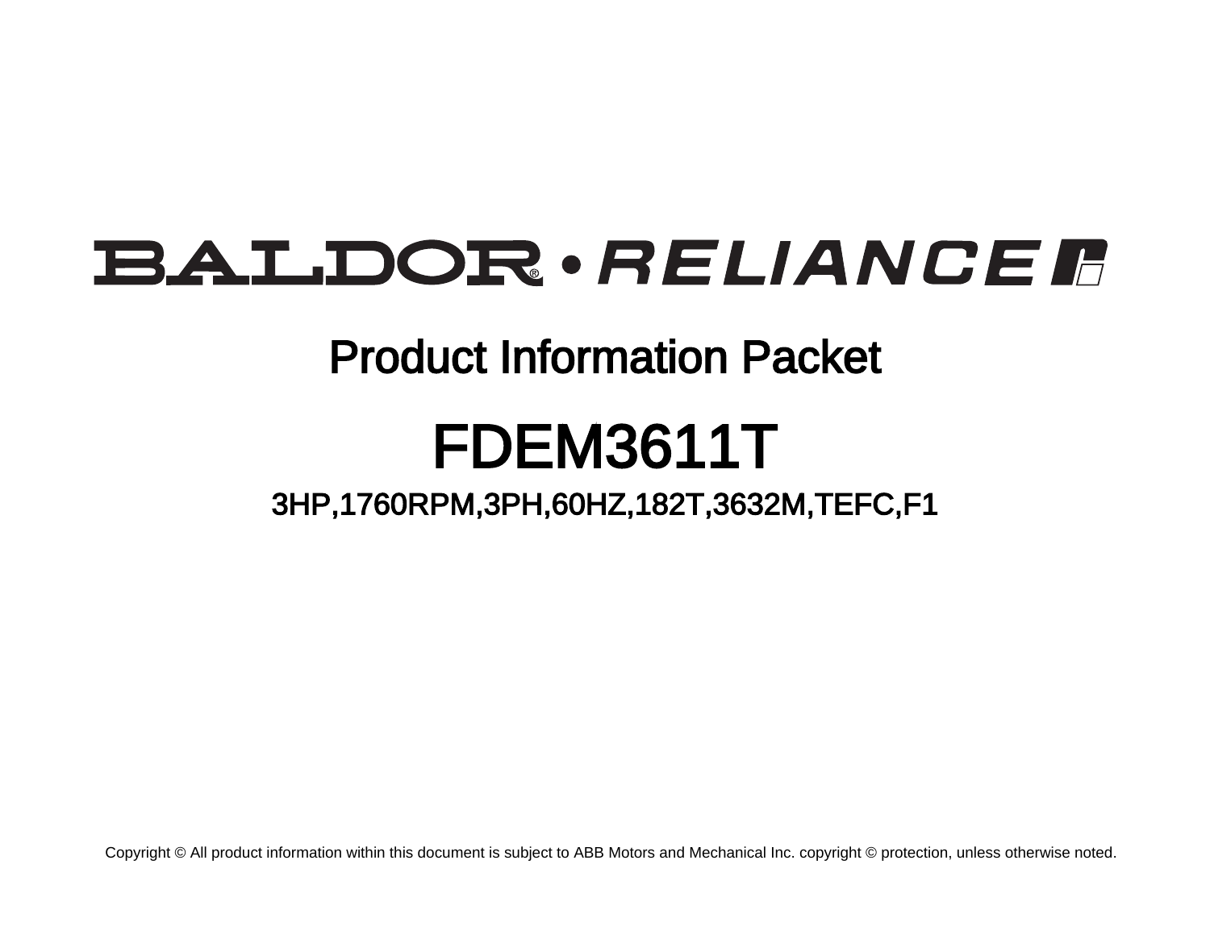BALDOR® • RELIANCE

# Product Information Packet

# FDEM3611T

## 3HP,1760RPM,3PH,60HZ,182T,3632M,TEFC,F1

Copyright © All product information within this document is subject to ABB Motors and Mechanical Inc. copyright © protection, unless otherwise noted.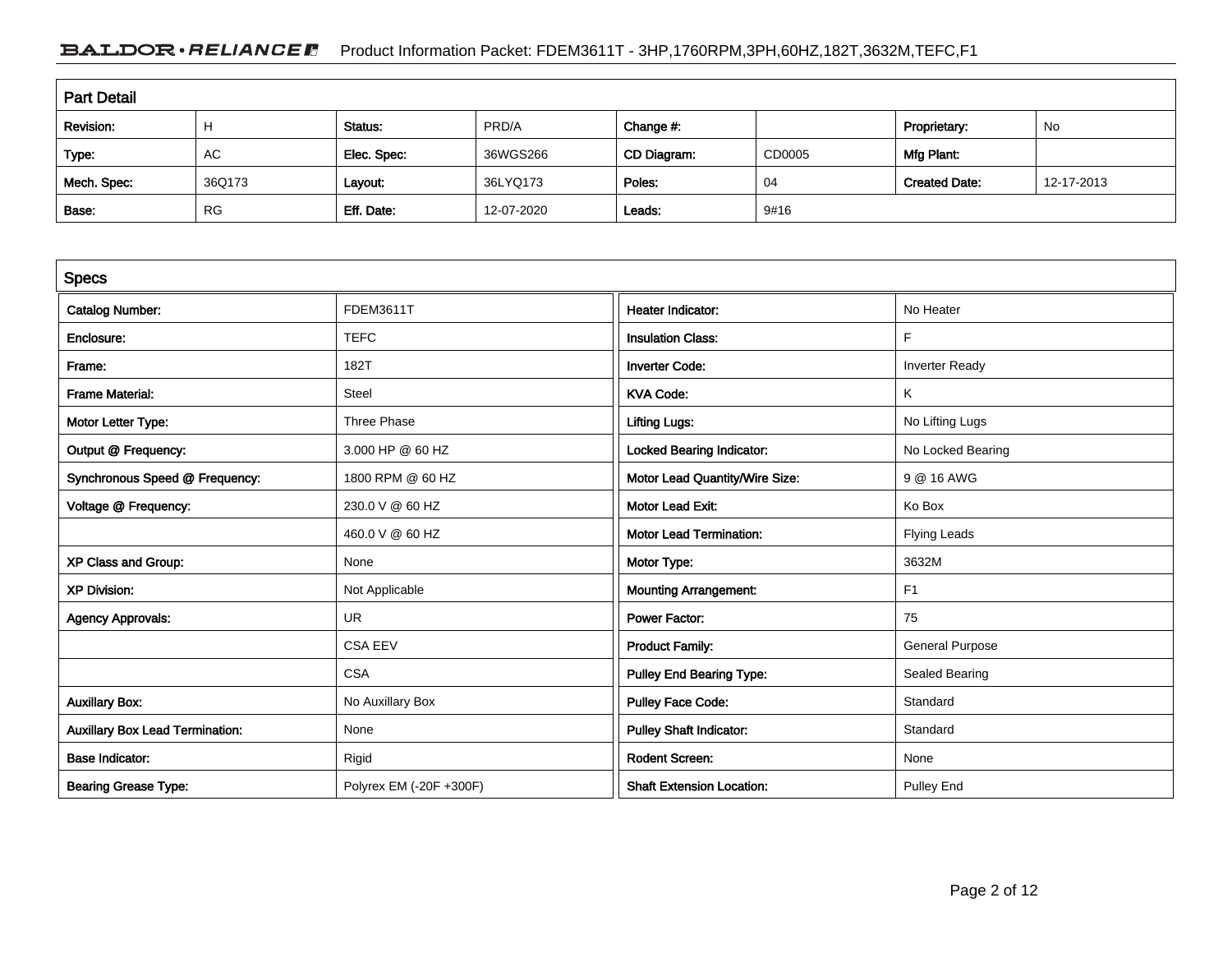## Part Detail

| Revision: | H | Status: | PRD/A | Change #: | | Proprietary: | No |
|---|---|---|---|---|---|---|---|
| Type: | AC | Elec. Spec: | 36WGS266 | CD Diagram: | CD0005 | Mfg Plant: | |
| Mech. Spec: | 36Q173 | Layout: | 36LYQ173 | Poles: | 04 | Created Date: | 12-17-2013 |
| Base: | RG | Eff. Date: | 12-07-2020 | Leads: | 9#16 | | |

## Specs

| Catalog Number: | FDEM3611T |
|---|---|
| Enclosure: | TEFC |
| Frame: | 182T |
| Frame Material: | Steel |
| Motor Letter Type: | Three Phase |
| Output @ Frequency: | 3.000 HP @ 60 HZ |
| Synchronous Speed @ Frequency: | 1800 RPM @ 60 HZ |
| Voltage @ Frequency: | 230.0 V @ 60 HZ |
| | 460.0 V @ 60 HZ |
| XP Class and Group: | None |
| XP Division: | Not Applicable |
| Agency Approvals: | UR |
| | CSA EEV |
| | CSA |
| Auxillary Box: | No Auxillary Box |
| Auxillary Box Lead Termination: | None |
| Base Indicator: | Rigid |
| Bearing Grease Type: | Polyrex EM (-20F +300F) |

| Heater Indicator: | No Heater |
|---|---|
| Insulation Class: | F |
| Inverter Code: | Inverter Ready |
| KVA Code: | K |
| Lifting Lugs: | No Lifting Lugs |
| Locked Bearing Indicator: | No Locked Bearing |
| Motor Lead Quantity/Wire Size: | 9 @ 16 AWG |
| Motor Lead Exit: | Ko Box |
| Motor Lead Termination: | Flying Leads |
| Motor Type: | 3632M |
| Mounting Arrangement: | F1 |
| Power Factor: | 75 |
| Product Family: | General Purpose |
| Pulley End Bearing Type: | Sealed Bearing |
| Pulley Face Code: | Standard |
| Pulley Shaft Indicator: | Standard |
| Rodent Screen: | None |
| Shaft Extension Location: | Pulley End |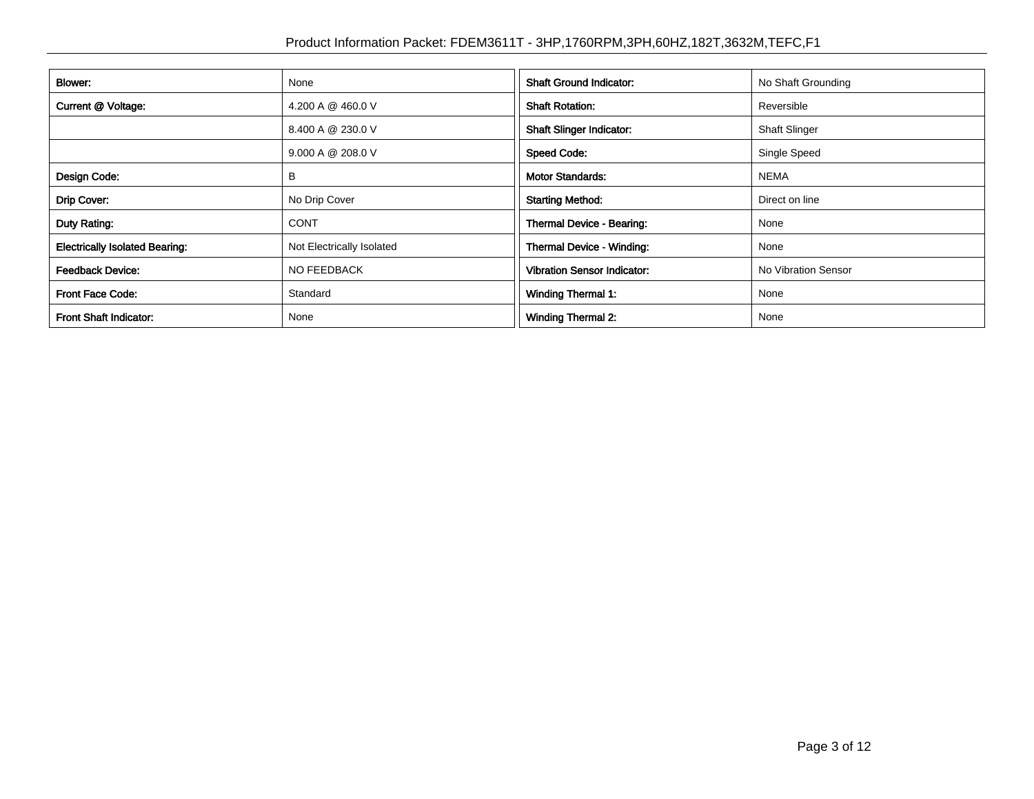| | | | |
|---|---|---|---|
| **Blower:** | None | **Shaft Ground Indicator:** | No Shaft Grounding |
| **Current @ Voltage:** | 4.200 A @ 460.0 V | **Shaft Rotation:** | Reversible |
| | 8.400 A @ 230.0 V | **Shaft Slinger Indicator:** | Shaft Slinger |
| | 9.000 A @ 208.0 V | **Speed Code:** | Single Speed |
| **Design Code:** | B | **Motor Standards:** | NEMA |
| **Drip Cover:** | No Drip Cover | **Starting Method:** | Direct on line |
| **Duty Rating:** | CONT | **Thermal Device - Bearing:** | None |
| **Electrically Isolated Bearing:** | Not Electrically Isolated | **Thermal Device - Winding:** | None |
| **Feedback Device:** | NO FEEDBACK | **Vibration Sensor Indicator:** | No Vibration Sensor |
| **Front Face Code:** | Standard | **Winding Thermal 1:** | None |
| **Front Shaft Indicator:** | None | **Winding Thermal 2:** | None |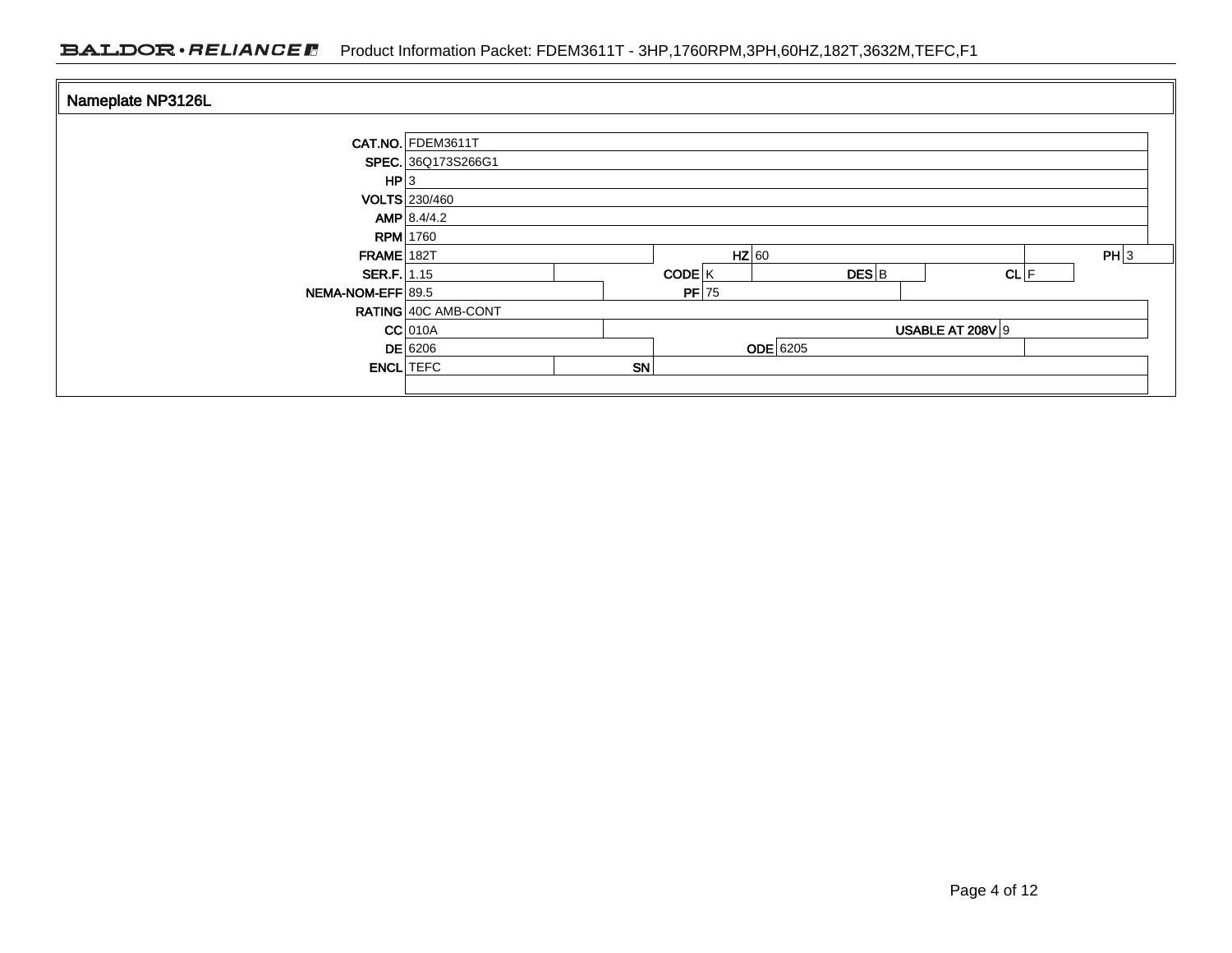## Nameplate NP3126L

| Field | Value | Field | Value | Field | Value | Field | Value |
|---|---|---|---|---|---|---|---|
| CAT.NO. | FDEM3611T | | | | | | |
| SPEC. | 36Q173S266G1 | | | | | | |
| HP | 3 | | | | | | |
| VOLTS | 230/460 | | | | | | |
| AMP | 8.4/4.2 | | | | | | |
| RPM | 1760 | | | | | | |
| FRAME | 182T | HZ | 60 | | | PH | 3 |
| SER.F. | 1.15 | CODE | K | DES | B | CL | F |
| NEMA-NOM-EFF | 89.5 | PF | 75 | | | | |
| RATING | 40C AMB-CONT | | | | | | |
| CC | 010A | USABLE AT 208V | 9 | | | | |
| DE | 6206 | ODE | 6205 | | | | |
| ENCL | TEFC | SN | | | | | |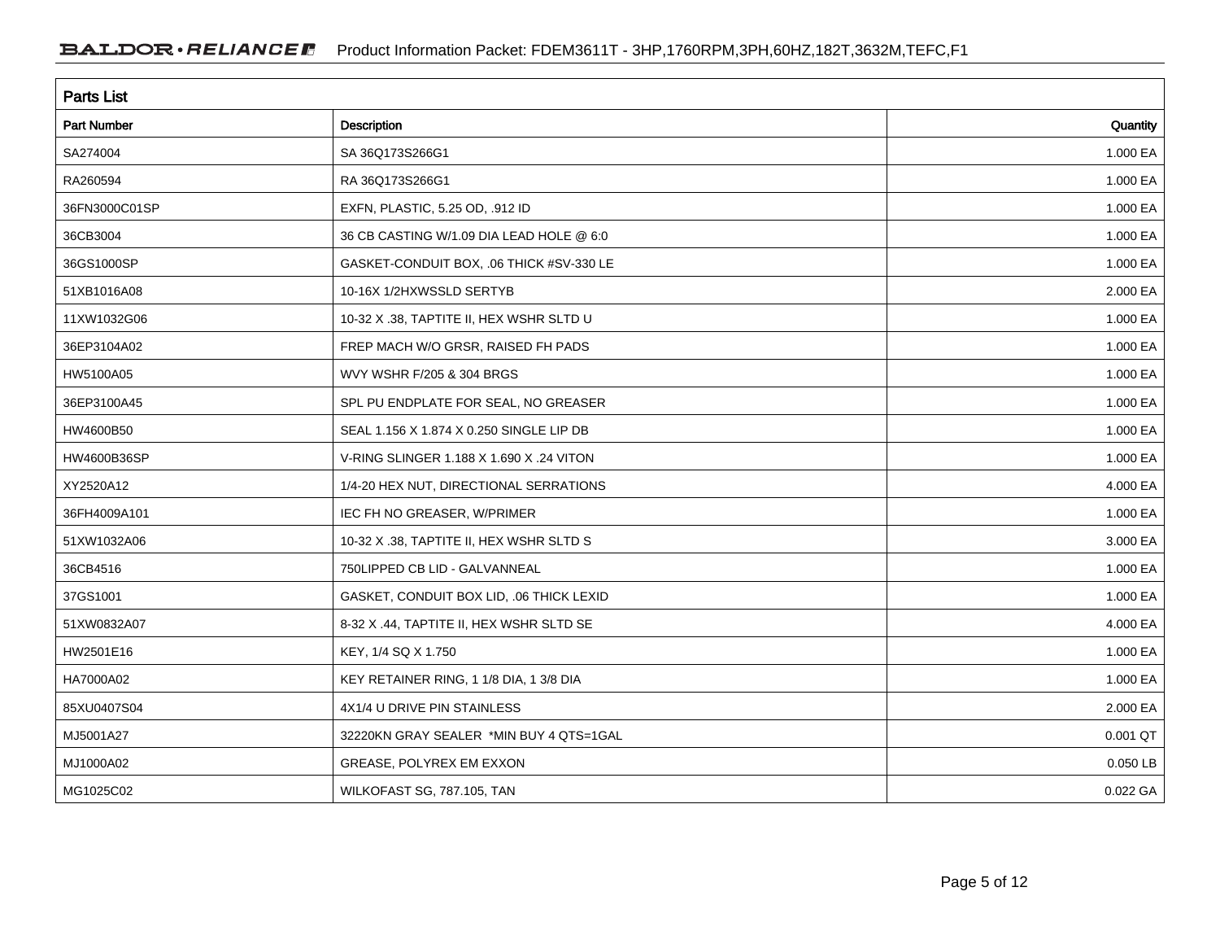## Parts List

| Part Number | Description | Quantity |
|---|---|---|
| SA274004 | SA 36Q173S266G1 | 1.000 EA |
| RA260594 | RA 36Q173S266G1 | 1.000 EA |
| 36FN3000C01SP | EXFN, PLASTIC, 5.25 OD, .912 ID | 1.000 EA |
| 36CB3004 | 36 CB CASTING W/1.09 DIA LEAD HOLE @ 6:0 | 1.000 EA |
| 36GS1000SP | GASKET-CONDUIT BOX, .06 THICK #SV-330 LE | 1.000 EA |
| 51XB1016A08 | 10-16X 1/2HXWSSLD SERTYB | 2.000 EA |
| 11XW1032G06 | 10-32 X .38, TAPTITE II, HEX WSHR SLTD U | 1.000 EA |
| 36EP3104A02 | FREP MACH W/O GRSR, RAISED FH PADS | 1.000 EA |
| HW5100A05 | WVY WSHR F/205 & 304 BRGS | 1.000 EA |
| 36EP3100A45 | SPL PU ENDPLATE FOR SEAL, NO GREASER | 1.000 EA |
| HW4600B50 | SEAL 1.156 X 1.874 X 0.250 SINGLE LIP DB | 1.000 EA |
| HW4600B36SP | V-RING SLINGER 1.188 X 1.690 X .24 VITON | 1.000 EA |
| XY2520A12 | 1/4-20 HEX NUT, DIRECTIONAL SERRATIONS | 4.000 EA |
| 36FH4009A101 | IEC FH NO GREASER, W/PRIMER | 1.000 EA |
| 51XW1032A06 | 10-32 X .38, TAPTITE II, HEX WSHR SLTD S | 3.000 EA |
| 36CB4516 | 750LIPPED CB LID - GALVANNEAL | 1.000 EA |
| 37GS1001 | GASKET, CONDUIT BOX LID, .06 THICK LEXID | 1.000 EA |
| 51XW0832A07 | 8-32 X .44, TAPTITE II, HEX WSHR SLTD SE | 4.000 EA |
| HW2501E16 | KEY, 1/4 SQ X 1.750 | 1.000 EA |
| HA7000A02 | KEY RETAINER RING, 1 1/8 DIA, 1 3/8 DIA | 1.000 EA |
| 85XU0407S04 | 4X1/4 U DRIVE PIN STAINLESS | 2.000 EA |
| MJ5001A27 | 32220KN GRAY SEALER *MIN BUY 4 QTS=1GAL | 0.001 QT |
| MJ1000A02 | GREASE, POLYREX EM EXXON | 0.050 LB |
| MG1025C02 | WILKOFAST SG, 787.105, TAN | 0.022 GA |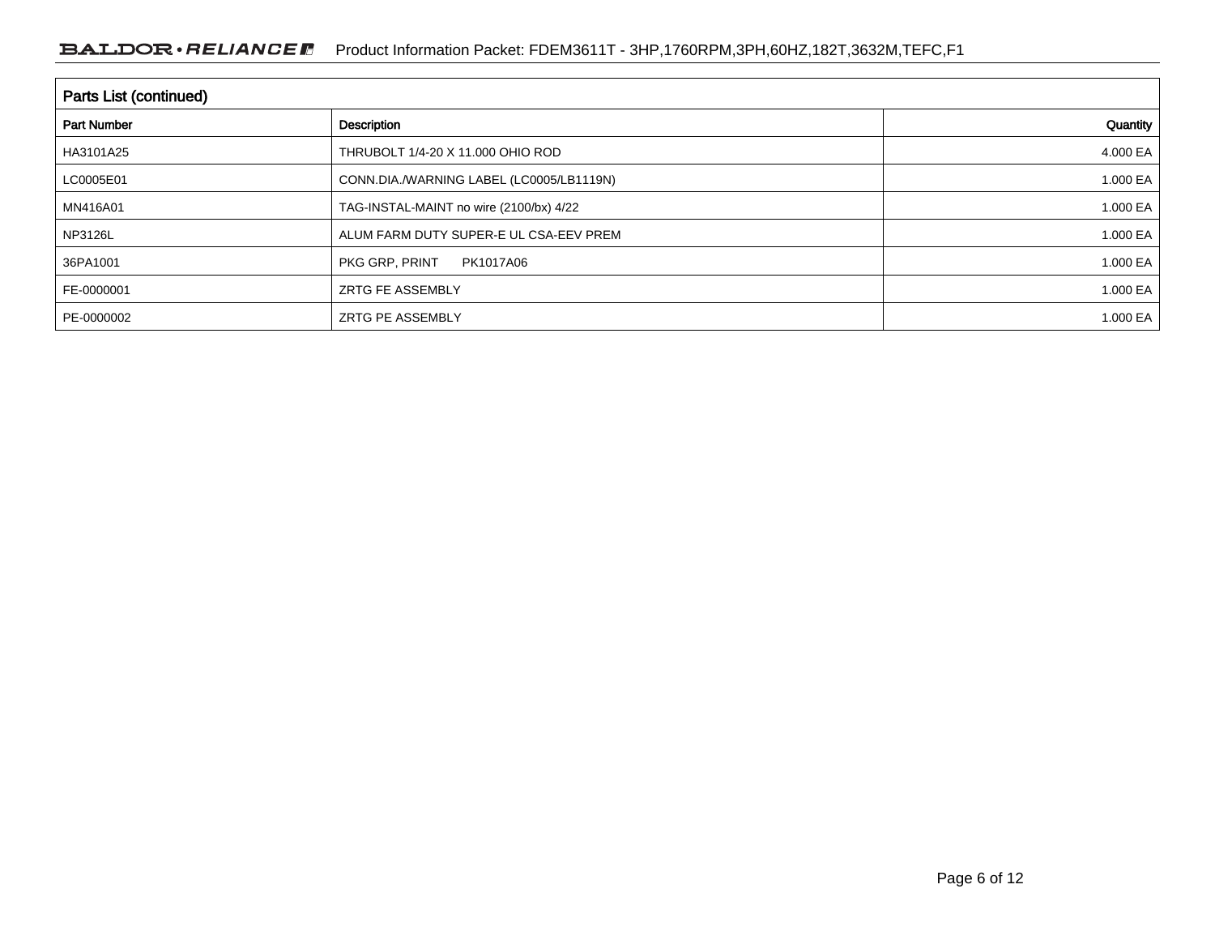## Parts List (continued)

| Part Number | Description | Quantity |
|---|---|---|
| HA3101A25 | THRUBOLT 1/4-20 X 11.000 OHIO ROD | 4.000 EA |
| LC0005E01 | CONN.DIA./WARNING LABEL (LC0005/LB1119N) | 1.000 EA |
| MN416A01 | TAG-INSTAL-MAINT no wire (2100/bx) 4/22 | 1.000 EA |
| NP3126L | ALUM FARM DUTY SUPER-E UL CSA-EEV PREM | 1.000 EA |
| 36PA1001 | PKG GRP, PRINT PK1017A06 | 1.000 EA |
| FE-0000001 | ZRTG FE ASSEMBLY | 1.000 EA |
| PE-0000002 | ZRTG PE ASSEMBLY | 1.000 EA |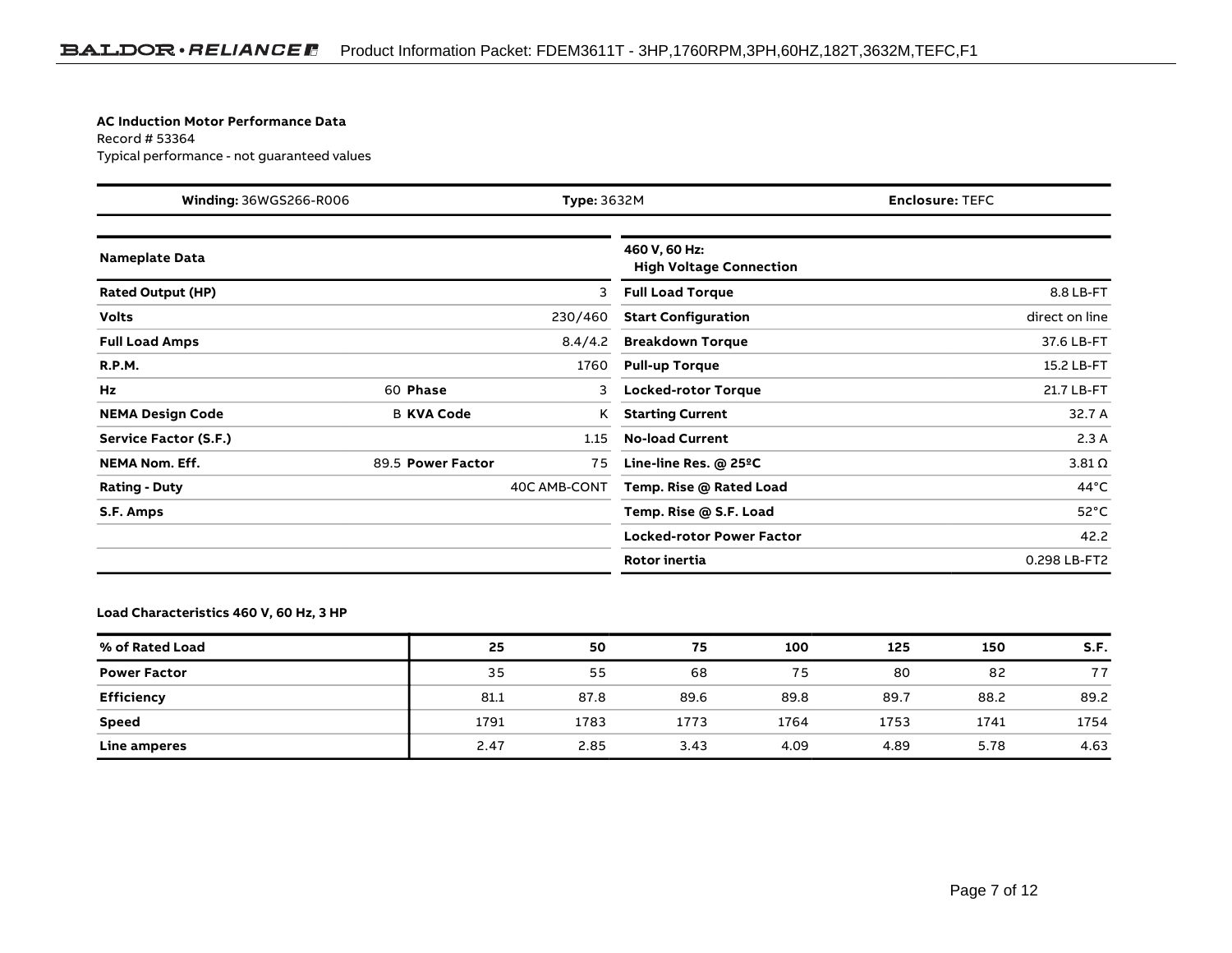**AC Induction Motor Performance Data**
Record # 53364
Typical performance - not guaranteed values

| **Winding:** 36WGS266-R006 | **Type:** 3632M | **Enclosure:** TEFC |
|---|---|---|

| **Nameplate Data** | | | | **460 V, 60 Hz: High Voltage Connection** | |
|---|---|---|---|---|---|
| **Rated Output (HP)** | | | 3 | **Full Load Torque** | 8.8 LB-FT |
| **Volts** | | | 230/460 | **Start Configuration** | direct on line |
| **Full Load Amps** | | | 8.4/4.2 | **Breakdown Torque** | 37.6 LB-FT |
| **R.P.M.** | | | 1760 | **Pull-up Torque** | 15.2 LB-FT |
| **Hz** | 60 | **Phase** | 3 | **Locked-rotor Torque** | 21.7 LB-FT |
| **NEMA Design Code** | B | **KVA Code** | K | **Starting Current** | 32.7 A |
| **Service Factor (S.F.)** | | | 1.15 | **No-load Current** | 2.3 A |
| **NEMA Nom. Eff.** | 89.5 | **Power Factor** | 75 | **Line-line Res. @ 25ºC** | 3.81 Ω |
| **Rating - Duty** | | | 40C AMB-CONT | **Temp. Rise @ Rated Load** | 44°C |
| **S.F. Amps** | | | | **Temp. Rise @ S.F. Load** | 52°C |
| | | | | **Locked-rotor Power Factor** | 42.2 |
| | | | | **Rotor inertia** | 0.298 LB-FT2 |

**Load Characteristics 460 V, 60 Hz, 3 HP**

| **% of Rated Load** | **25** | **50** | **75** | **100** | **125** | **150** | **S.F.** |
|---|---|---|---|---|---|---|---|
| **Power Factor** | 35 | 55 | 68 | 75 | 80 | 82 | 77 |
| **Efficiency** | 81.1 | 87.8 | 89.6 | 89.8 | 89.7 | 88.2 | 89.2 |
| **Speed** | 1791 | 1783 | 1773 | 1764 | 1753 | 1741 | 1754 |
| **Line amperes** | 2.47 | 2.85 | 3.43 | 4.09 | 4.89 | 5.78 | 4.63 |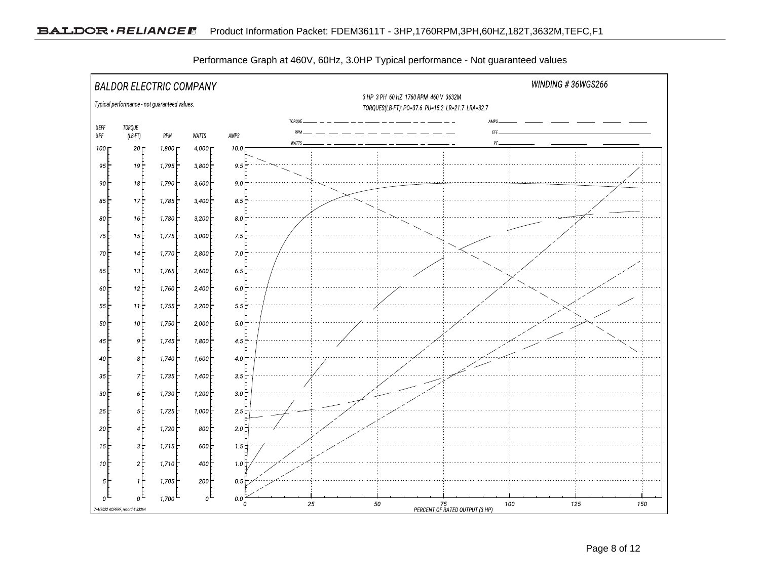Performance Graph at 460V, 60Hz, 3.0HP Typical performance - Not guaranteed values

BALDOR ELECTRIC COMPANY

WINDING # 36WGS266

Typical performance - not guaranteed values.

3 HP 3 PH 60 HZ 1760 RPM 460 V 3632M

TORQUES(LB-FT): PO=37.6 PU=15.2 LR=21.7 LRA=32.7

Legend: TORQUE, RPM, WATTS, AMPS, EFF, PF

| %EFF %PF | TORQUE (LB-FT) | RPM | WATTS | AMPS |
|---|---|---|---|---|
| 100 | 20 | 1,800 | 4,000 | 10.0 |
| 95 | 19 | 1,795 | 3,800 | 9.5 |
| 90 | 18 | 1,790 | 3,600 | 9.0 |
| 85 | 17 | 1,785 | 3,400 | 8.5 |
| 80 | 16 | 1,780 | 3,200 | 8.0 |
| 75 | 15 | 1,775 | 3,000 | 7.5 |
| 70 | 14 | 1,770 | 2,800 | 7.0 |
| 65 | 13 | 1,765 | 2,600 | 6.5 |
| 60 | 12 | 1,760 | 2,400 | 6.0 |
| 55 | 11 | 1,755 | 2,200 | 5.5 |
| 50 | 10 | 1,750 | 2,000 | 5.0 |
| 45 | 9 | 1,745 | 1,800 | 4.5 |
| 40 | 8 | 1,740 | 1,600 | 4.0 |
| 35 | 7 | 1,735 | 1,400 | 3.5 |
| 30 | 6 | 1,730 | 1,200 | 3.0 |
| 25 | 5 | 1,725 | 1,000 | 2.5 |
| 20 | 4 | 1,720 | 800 | 2.0 |
| 15 | 3 | 1,715 | 600 | 1.5 |
| 10 | 2 | 1,710 | 400 | 1.0 |
| 5 | 1 | 1,705 | 200 | 0.5 |
| 0 | 0 | 1,700 | 0 | 0.0 |

PERCENT OF RATED OUTPUT (3 HP): 0, 25, 50, 75, 100, 125, 150

7/4/2022 ACPERF, record # 53364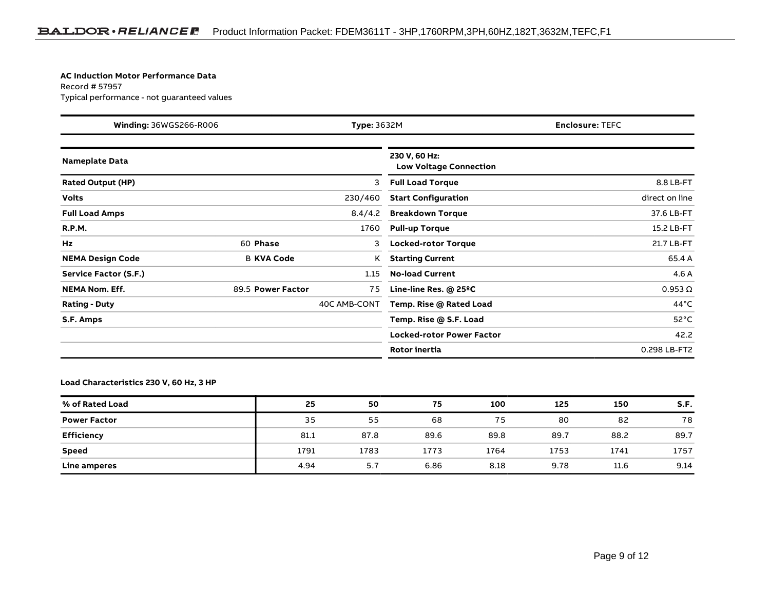**AC Induction Motor Performance Data**
Record # 57957
Typical performance - not guaranteed values

| **Winding:** 36WGS266-R006 | **Type:** 3632M | **Enclosure:** TEFC |
|---|---|---|

| **Nameplate Data** | | | |
|---|---|---|---|
| **Rated Output (HP)** | | | 3 |
| **Volts** | | | 230/460 |
| **Full Load Amps** | | | 8.4/4.2 |
| **R.P.M.** | | | 1760 |
| **Hz** | 60 | **Phase** | 3 |
| **NEMA Design Code** | B | **KVA Code** | K |
| **Service Factor (S.F.)** | | | 1.15 |
| **NEMA Nom. Eff.** | 89.5 | **Power Factor** | 75 |
| **Rating - Duty** | | | 40C AMB-CONT |
| **S.F. Amps** | | | |

| **230 V, 60 Hz: Low Voltage Connection** | |
|---|---|
| **Full Load Torque** | 8.8 LB-FT |
| **Start Configuration** | direct on line |
| **Breakdown Torque** | 37.6 LB-FT |
| **Pull-up Torque** | 15.2 LB-FT |
| **Locked-rotor Torque** | 21.7 LB-FT |
| **Starting Current** | 65.4 A |
| **No-load Current** | 4.6 A |
| **Line-line Res. @ 25ºC** | 0.953 Ω |
| **Temp. Rise @ Rated Load** | 44°C |
| **Temp. Rise @ S.F. Load** | 52°C |
| **Locked-rotor Power Factor** | 42.2 |
| **Rotor inertia** | 0.298 LB-FT2 |

**Load Characteristics 230 V, 60 Hz, 3 HP**

| **% of Rated Load** | **25** | **50** | **75** | **100** | **125** | **150** | **S.F.** |
|---|---|---|---|---|---|---|---|
| **Power Factor** | 35 | 55 | 68 | 75 | 80 | 82 | 78 |
| **Efficiency** | 81.1 | 87.8 | 89.6 | 89.8 | 89.7 | 88.2 | 89.7 |
| **Speed** | 1791 | 1783 | 1773 | 1764 | 1753 | 1741 | 1757 |
| **Line amperes** | 4.94 | 5.7 | 6.86 | 8.18 | 9.78 | 11.6 | 9.14 |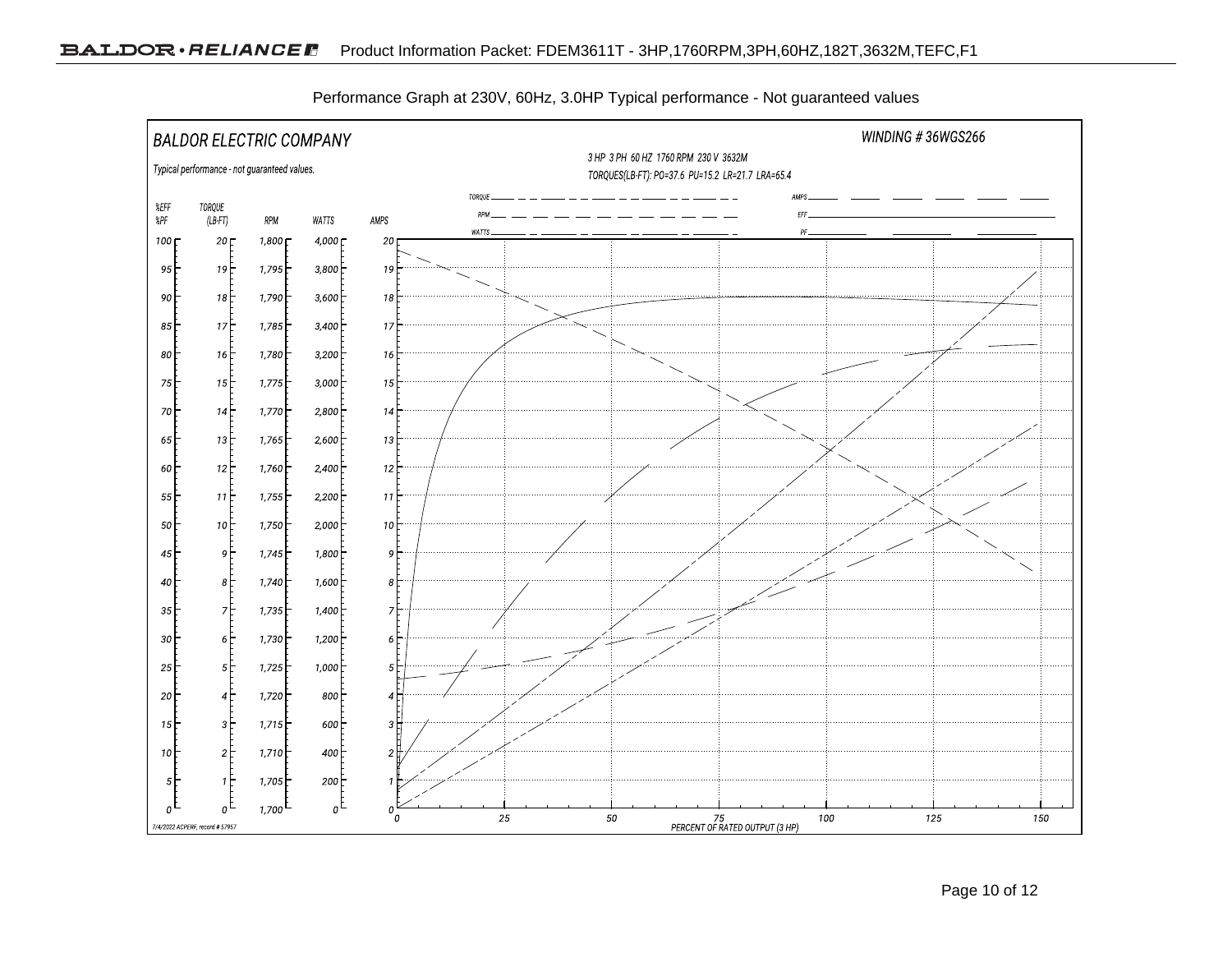Performance Graph at 230V, 60Hz, 3.0HP Typical performance - Not guaranteed values

BALDOR ELECTRIC COMPANY

WINDING # 36WGS266

Typical performance - not guaranteed values.

3 HP 3 PH 60 HZ 1760 RPM 230 V 3632M

TORQUES(LB-FT): PO=37.6 PU=15.2 LR=21.7 LRA=65.4

TORQUE, RPM, WATTS, AMPS, EFF, PF

%EFF %PF | TORQUE (LB-FT) | RPM | WATTS | AMPS

PERCENT OF RATED OUTPUT (3 HP)

7/4/2022 ACPERF, record # 57957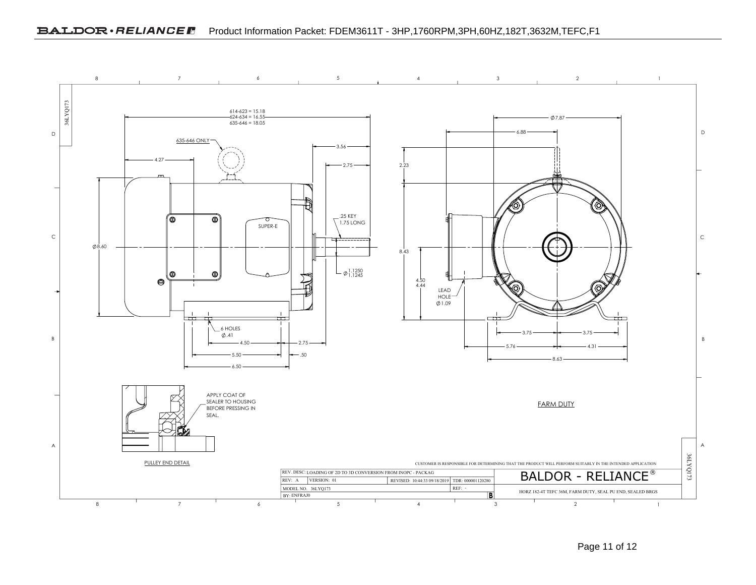Product Information Packet: FDEM3611T - 3HP,1760RPM,3PH,60HZ,182T,3632M,TEFC,F1

36LYQ173

614-623 = 15.18
624-634 = 16.55
635-646 = 18.05

635-646 ONLY

4.27

3.56

2.75

.25 KEY
1.75 LONG

SUPER-E

Ø8.60

Ø 1.1250
1.1245

6 HOLES
Ø .41

4.50

2.75

5.50

.50

6.50

Ø7.87

6.88

2.23

8.43

4.50
4.44

LEAD
HOLE
Ø1.09

3.75

3.75

5.76

4.31

8.63

APPLY COAT OF SEALER TO HOUSING BEFORE PRESSING IN SEAL.

PULLEY END DETAIL

FARM DUTY

CUSTOMER IS RESPONSIBLE FOR DETERMINING THAT THE PRODUCT WILL PERFORM SUITABLY IN THE INTENDED APPLICATION

| REV. DESC: LOADING OF 2D TO 3D CONVERSION FROM INOPC - PACKAG | | | | BALDOR - RELIANCE® |
|---|---|---|---|---|
| REV: A | VERSION: 01 | REVISED: 10:44:33 09/18/2019 | TDR: 000001120280 | |
| MODEL NO. 36LYQ173 | | | REF: - | HORZ 182-4T TEFC 36M, FARM DUTY, SEAL PU END, SEALED BRGS |
| BY: ENFRAJ0 | | | B | |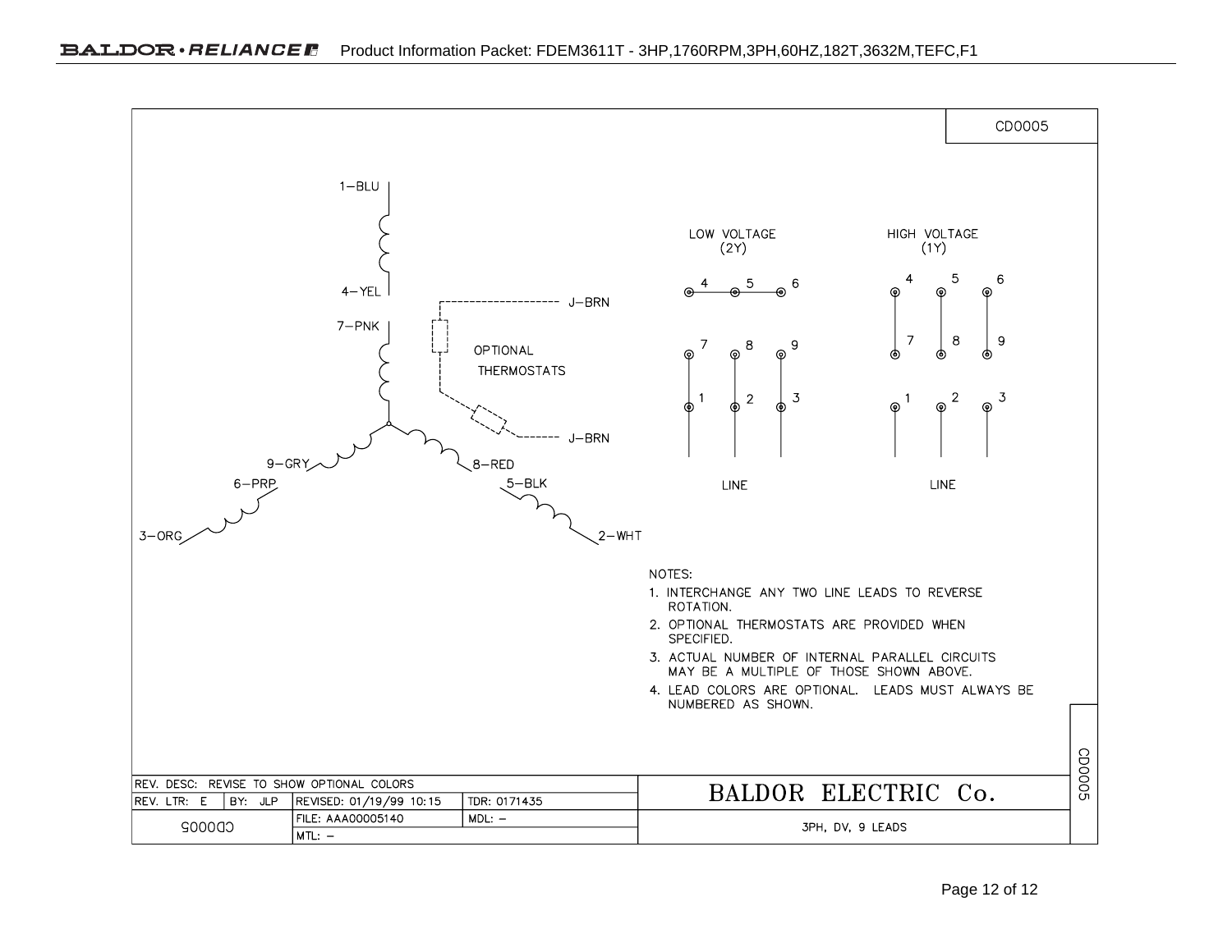CD0005

1–BLU

4–YEL

7–PNK

9–GRY

8–RED

6–PRP

5–BLK

3–ORG

2–WHT

J–BRN

OPTIONAL THERMOSTATS

J–BRN

LOW VOLTAGE (2Y)

4 5 6

7 8 9

1 2 3

LINE

HIGH VOLTAGE (1Y)

4 5 6

7 8 9

1 2 3

LINE

NOTES:

1. INTERCHANGE ANY TWO LINE LEADS TO REVERSE ROTATION.
2. OPTIONAL THERMOSTATS ARE PROVIDED WHEN SPECIFIED.
3. ACTUAL NUMBER OF INTERNAL PARALLEL CIRCUITS MAY BE A MULTIPLE OF THOSE SHOWN ABOVE.
4. LEAD COLORS ARE OPTIONAL. LEADS MUST ALWAYS BE NUMBERED AS SHOWN.

| | | | | |
|---|---|---|---|---|
| REV. DESC: REVISE TO SHOW OPTIONAL COLORS | | | | BALDOR ELECTRIC Co. |
| REV. LTR: E | BY: JLP | REVISED: 01/19/99 10:15 | TDR: 0171435 | |
| CD0005 | | FILE: AAA00005140 | MDL: – | 3PH, DV, 9 LEADS |
| | | MTL: – | | |

CD0005